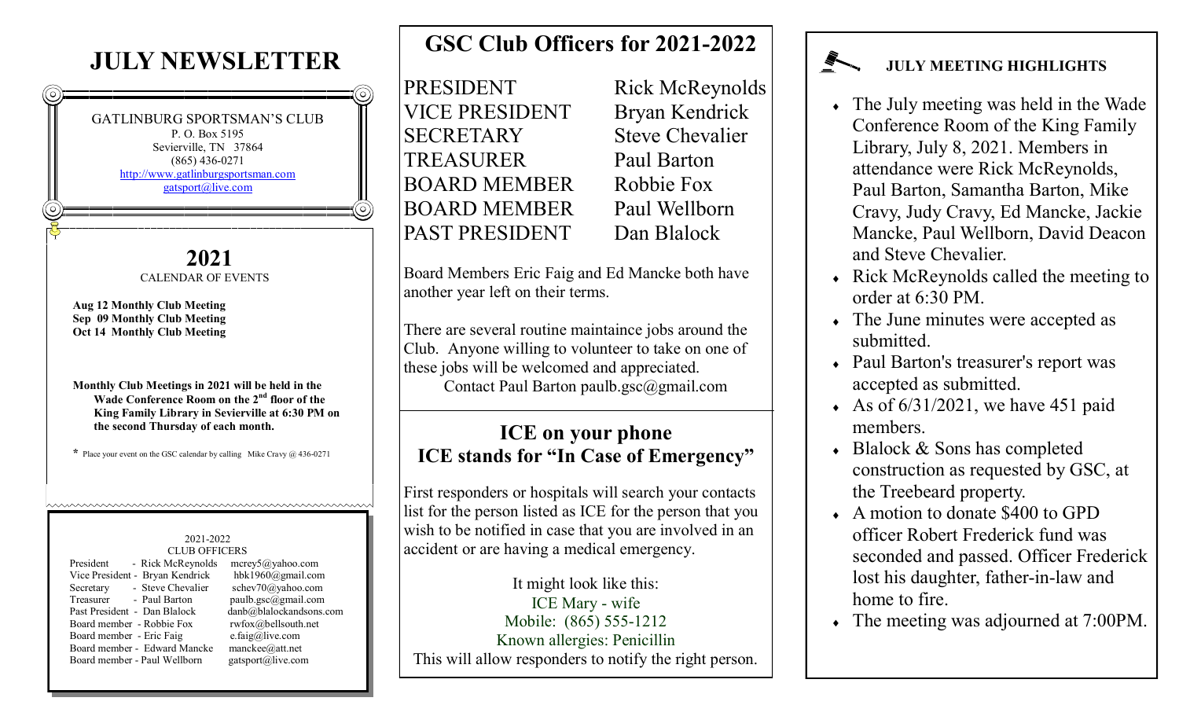# JULY NEWSLETTER

GATLINBURG SPORTSMAN'S CLUB
P. O. Box 5195
Sevierville, TN 37864
(865) 436-0271
http://www.gatlinburgsportsman.com
gatsport@live.com

## 2021

CALENDAR OF EVENTS

**Aug 12 Monthly Club Meeting**
**Sep 09 Monthly Club Meeting**
**Oct 14 Monthly Club Meeting**

**Monthly Club Meetings in 2021 will be held in the Wade Conference Room on the 2nd floor of the King Family Library in Sevierville at 6:30 PM on the second Thursday of each month.**

* Place your event on the GSC calendar by calling Mike Cravy @ 436-0271

2021-2022
CLUB OFFICERS

| | | |
|---|---|---|
| President | Rick McReynolds | mcrey5@yahoo.com |
| Vice President | Bryan Kendrick | hbk1960@gmail.com |
| Secretary | Steve Chevalier | schev70@yahoo.com |
| Treasurer | Paul Barton | paulb.gsc@gmail.com |
| Past President | Dan Blalock | danb@blalockandsons.com |
| Board member | Robbie Fox | rwfox@bellsouth.net |
| Board member | Eric Faig | e.faig@live.com |
| Board member | Edward Mancke | manckee@att.net |
| Board member | Paul Wellborn | gatsport@live.com |

## GSC Club Officers for 2021-2022

| | |
|---|---|
| PRESIDENT | Rick McReynolds |
| VICE PRESIDENT | Bryan Kendrick |
| SECRETARY | Steve Chevalier |
| TREASURER | Paul Barton |
| BOARD MEMBER | Robbie Fox |
| BOARD MEMBER | Paul Wellborn |
| PAST PRESIDENT | Dan Blalock |

Board Members Eric Faig and Ed Mancke both have another year left on their terms.

There are several routine maintaince jobs around the Club. Anyone willing to volunteer to take on one of these jobs will be welcomed and appreciated.
Contact Paul Barton paulb.gsc@gmail.com

## ICE on your phone
## ICE stands for "In Case of Emergency"

First responders or hospitals will search your contacts list for the person listed as ICE for the person that you wish to be notified in case that you are involved in an accident or are having a medical emergency.

It might look like this:
ICE Mary - wife
Mobile: (865) 555-1212
Known allergies: Penicillin
This will allow responders to notify the right person.

### JULY MEETING HIGHLIGHTS

- The July meeting was held in the Wade Conference Room of the King Family Library, July 8, 2021. Members in attendance were Rick McReynolds, Paul Barton, Samantha Barton, Mike Cravy, Judy Cravy, Ed Mancke, Jackie Mancke, Paul Wellborn, David Deacon and Steve Chevalier.
- Rick McReynolds called the meeting to order at 6:30 PM.
- The June minutes were accepted as submitted.
- Paul Barton's treasurer's report was accepted as submitted.
- As of 6/31/2021, we have 451 paid members.
- Blalock & Sons has completed construction as requested by GSC, at the Treebeard property.
- A motion to donate $400 to GPD officer Robert Frederick fund was seconded and passed. Officer Frederick lost his daughter, father-in-law and home to fire.
- The meeting was adjourned at 7:00PM.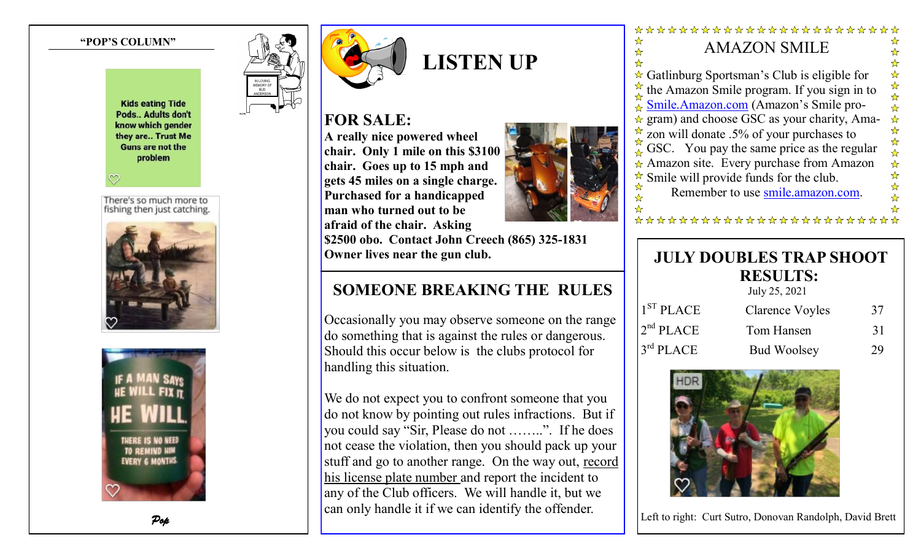## "POP'S COLUMN"

Kids eating Tide Pods.. Adults don't know which gender they are.. Trust Me Guns are not the problem

There's so much more to fishing then just catching.

IF A MAN SAYS HE WILL FIX IT HE WILL THERE IS NO NEED TO REMIND HIM EVERY 6 MONTHS

*Pop*

# LISTEN UP

## FOR SALE:

**A really nice powered wheel chair. Only 1 mile on this $3100 chair. Goes up to 15 mph and gets 45 miles on a single charge. Purchased for a handicapped man who turned out to be afraid of the chair. Asking $2500 obo. Contact John Creech (865) 325-1831 Owner lives near the gun club.**

## SOMEONE BREAKING THE RULES

Occasionally you may observe someone on the range do something that is against the rules or dangerous. Should this occur below is the clubs protocol for handling this situation.

We do not expect you to confront someone that you do not know by pointing out rules infractions. But if you could say "Sir, Please do not ……..". If he does not cease the violation, then you should pack up your stuff and go to another range. On the way out, record his license plate number and report the incident to any of the Club officers. We will handle it, but we can only handle it if we can identify the offender.

## AMAZON SMILE

Gatlinburg Sportsman's Club is eligible for the Amazon Smile program. If you sign in to Smile.Amazon.com (Amazon's Smile program) and choose GSC as your charity, Amazon will donate .5% of your purchases to GSC. You pay the same price as the regular Amazon site. Every purchase from Amazon Smile will provide funds for the club.

Remember to use smile.amazon.com.

## JULY DOUBLES TRAP SHOOT RESULTS:

July 25, 2021

| | | |
|---|---|---|
| 1ST PLACE | Clarence Voyles | 37 |
| 2nd PLACE | Tom Hansen | 31 |
| 3rd PLACE | Bud Woolsey | 29 |

Left to right: Curt Sutro, Donovan Randolph, David Brett